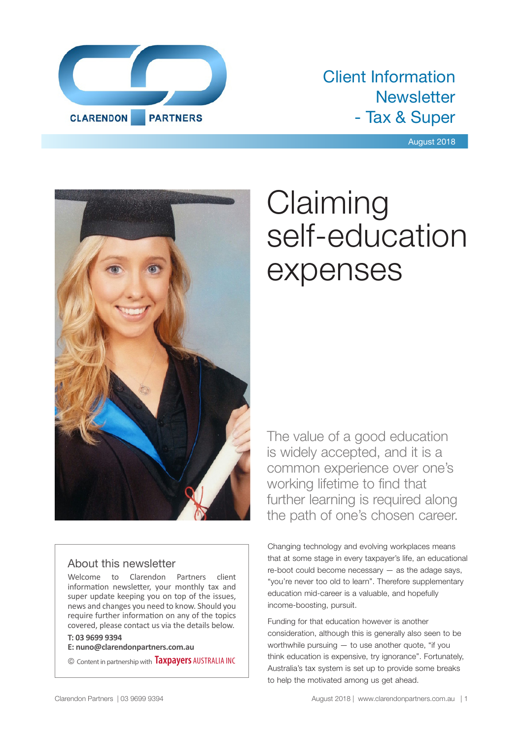CLARENDON PARTNERS

Client Information Newsletter - Tax & Super

August 2018

# Claiming self-education expenses

The value of a good education is widely accepted, and it is a common experience over one's working lifetime to find that further learning is required along the path of one's chosen career.

Changing technology and evolving workplaces means that at some stage in every taxpayer's life, an educational re-boot could become necessary — as the adage says, "you're never too old to learn". Therefore supplementary education mid-career is a valuable, and hopefully income-boosting, pursuit.

Funding for that education however is another consideration, although this is generally also seen to be worthwhile pursuing — to use another quote, "if you think education is expensive, try ignorance". Fortunately, Australia's tax system is set up to provide some breaks to help the motivated among us get ahead.

## About this newsletter

Welcome to Clarendon Partners client information newsletter, your monthly tax and super update keeping you on top of the issues, news and changes you need to know. Should you require further information on any of the topics covered, please contact us via the details below.

**T: 03 9699 9394**
**E: nuno@clarendonpartners.com.au**

© Content in partnership with Taxpayers AUSTRALIA INC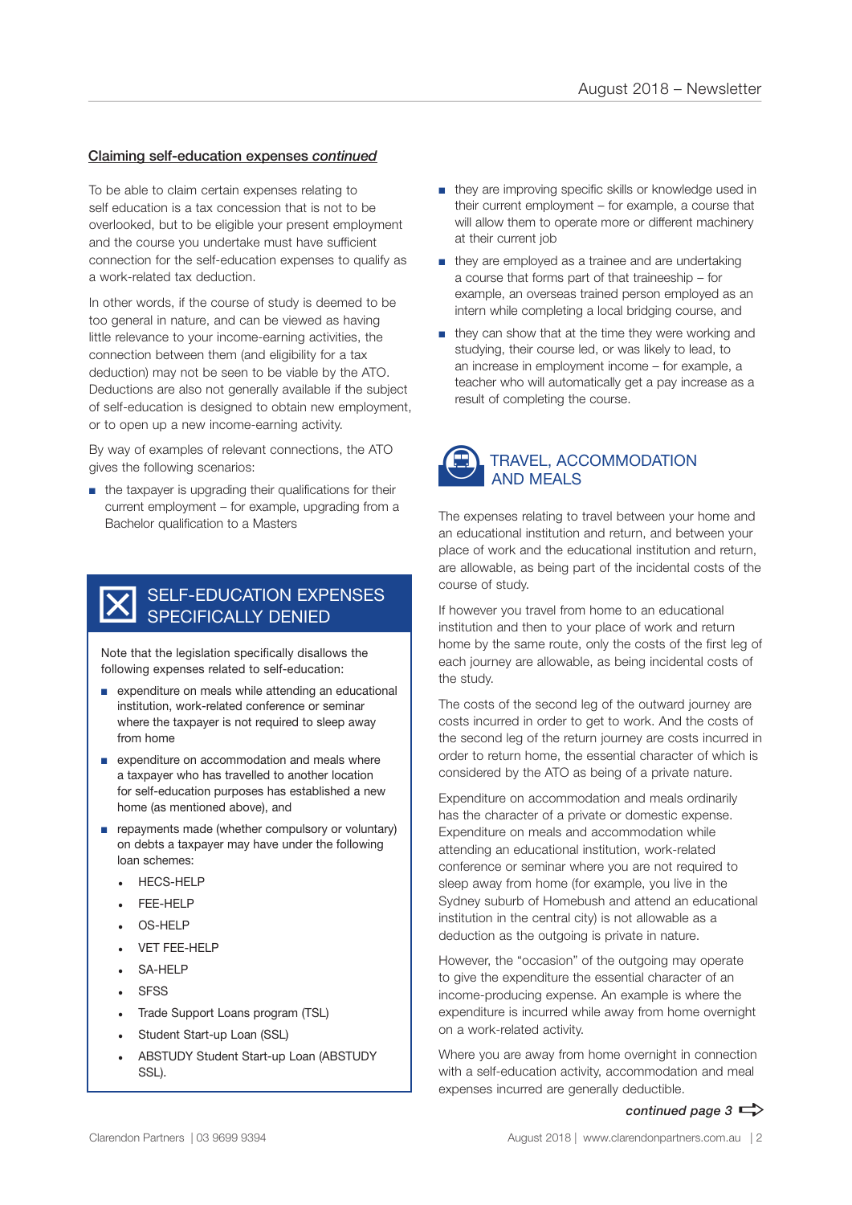## Claiming self-education expenses *continued*

To be able to claim certain expenses relating to self education is a tax concession that is not to be overlooked, but to be eligible your present employment and the course you undertake must have sufficient connection for the self-education expenses to qualify as a work-related tax deduction.

In other words, if the course of study is deemed to be too general in nature, and can be viewed as having little relevance to your income-earning activities, the connection between them (and eligibility for a tax deduction) may not be seen to be viable by the ATO. Deductions are also not generally available if the subject of self-education is designed to obtain new employment, or to open up a new income-earning activity.

By way of examples of relevant connections, the ATO gives the following scenarios:

- the taxpayer is upgrading their qualifications for their current employment – for example, upgrading from a Bachelor qualification to a Masters
- they are improving specific skills or knowledge used in their current employment – for example, a course that will allow them to operate more or different machinery at their current job
- they are employed as a trainee and are undertaking a course that forms part of that traineeship – for example, an overseas trained person employed as an intern while completing a local bridging course, and
- they can show that at the time they were working and studying, their course led, or was likely to lead, to an increase in employment income – for example, a teacher who will automatically get a pay increase as a result of completing the course.

### SELF-EDUCATION EXPENSES SPECIFICALLY DENIED

Note that the legislation specifically disallows the following expenses related to self-education:

- expenditure on meals while attending an educational institution, work-related conference or seminar where the taxpayer is not required to sleep away from home
- expenditure on accommodation and meals where a taxpayer who has travelled to another location for self-education purposes has established a new home (as mentioned above), and
- repayments made (whether compulsory or voluntary) on debts a taxpayer may have under the following loan schemes:
  - HECS-HELP
  - FEE-HELP
  - OS-HELP
  - VET FEE-HELP
  - SA-HELP
  - SFSS
  - Trade Support Loans program (TSL)
  - Student Start-up Loan (SSL)
  - ABSTUDY Student Start-up Loan (ABSTUDY SSL).

### TRAVEL, ACCOMMODATION AND MEALS

The expenses relating to travel between your home and an educational institution and return, and between your place of work and the educational institution and return, are allowable, as being part of the incidental costs of the course of study.

If however you travel from home to an educational institution and then to your place of work and return home by the same route, only the costs of the first leg of each journey are allowable, as being incidental costs of the study.

The costs of the second leg of the outward journey are costs incurred in order to get to work. And the costs of the second leg of the return journey are costs incurred in order to return home, the essential character of which is considered by the ATO as being of a private nature.

Expenditure on accommodation and meals ordinarily has the character of a private or domestic expense. Expenditure on meals and accommodation while attending an educational institution, work-related conference or seminar where you are not required to sleep away from home (for example, you live in the Sydney suburb of Homebush and attend an educational institution in the central city) is not allowable as a deduction as the outgoing is private in nature.

However, the "occasion" of the outgoing may operate to give the expenditure the essential character of an income-producing expense. An example is where the expenditure is incurred while away from home overnight on a work-related activity.

Where you are away from home overnight in connection with a self-education activity, accommodation and meal expenses incurred are generally deductible.

*continued page 3*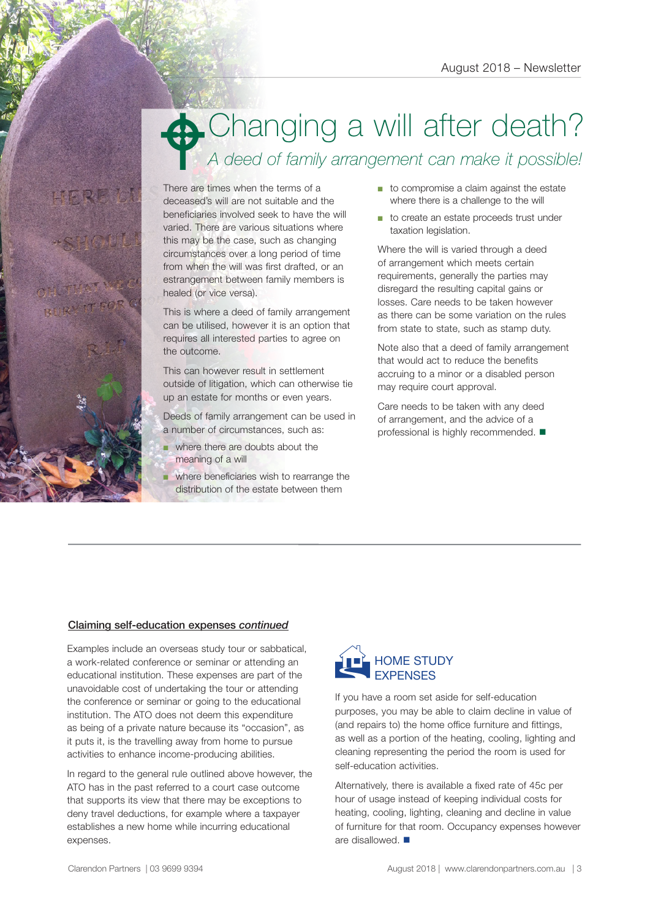# Changing a will after death?

*A deed of family arrangement can make it possible!*

There are times when the terms of a deceased's will are not suitable and the beneficiaries involved seek to have the will varied. There are various situations where this may be the case, such as changing circumstances over a long period of time from when the will was first drafted, or an estrangement between family members is healed (or vice versa).

This is where a deed of family arrangement can be utilised, however it is an option that requires all interested parties to agree on the outcome.

This can however result in settlement outside of litigation, which can otherwise tie up an estate for months or even years.

Deeds of family arrangement can be used in a number of circumstances, such as:

- where there are doubts about the meaning of a will
- where beneficiaries wish to rearrange the distribution of the estate between them
- to compromise a claim against the estate where there is a challenge to the will
- to create an estate proceeds trust under taxation legislation.

Where the will is varied through a deed of arrangement which meets certain requirements, generally the parties may disregard the resulting capital gains or losses. Care needs to be taken however as there can be some variation on the rules from state to state, such as stamp duty.

Note also that a deed of family arrangement that would act to reduce the benefits accruing to a minor or a disabled person may require court approval.

Care needs to be taken with any deed of arrangement, and the advice of a professional is highly recommended. ■

---

## Claiming self-education expenses *continued*

Examples include an overseas study tour or sabbatical, a work-related conference or seminar or attending an educational institution. These expenses are part of the unavoidable cost of undertaking the tour or attending the conference or seminar or going to the educational institution. The ATO does not deem this expenditure as being of a private nature because its "occasion", as it puts it, is the travelling away from home to pursue activities to enhance income-producing abilities.

In regard to the general rule outlined above however, the ATO has in the past referred to a court case outcome that supports its view that there may be exceptions to deny travel deductions, for example where a taxpayer establishes a new home while incurring educational expenses.

### HOME STUDY EXPENSES

If you have a room set aside for self-education purposes, you may be able to claim decline in value of (and repairs to) the home office furniture and fittings, as well as a portion of the heating, cooling, lighting and cleaning representing the period the room is used for self-education activities.

Alternatively, there is available a fixed rate of 45c per hour of usage instead of keeping individual costs for heating, cooling, lighting, cleaning and decline in value of furniture for that room. Occupancy expenses however are disallowed. ■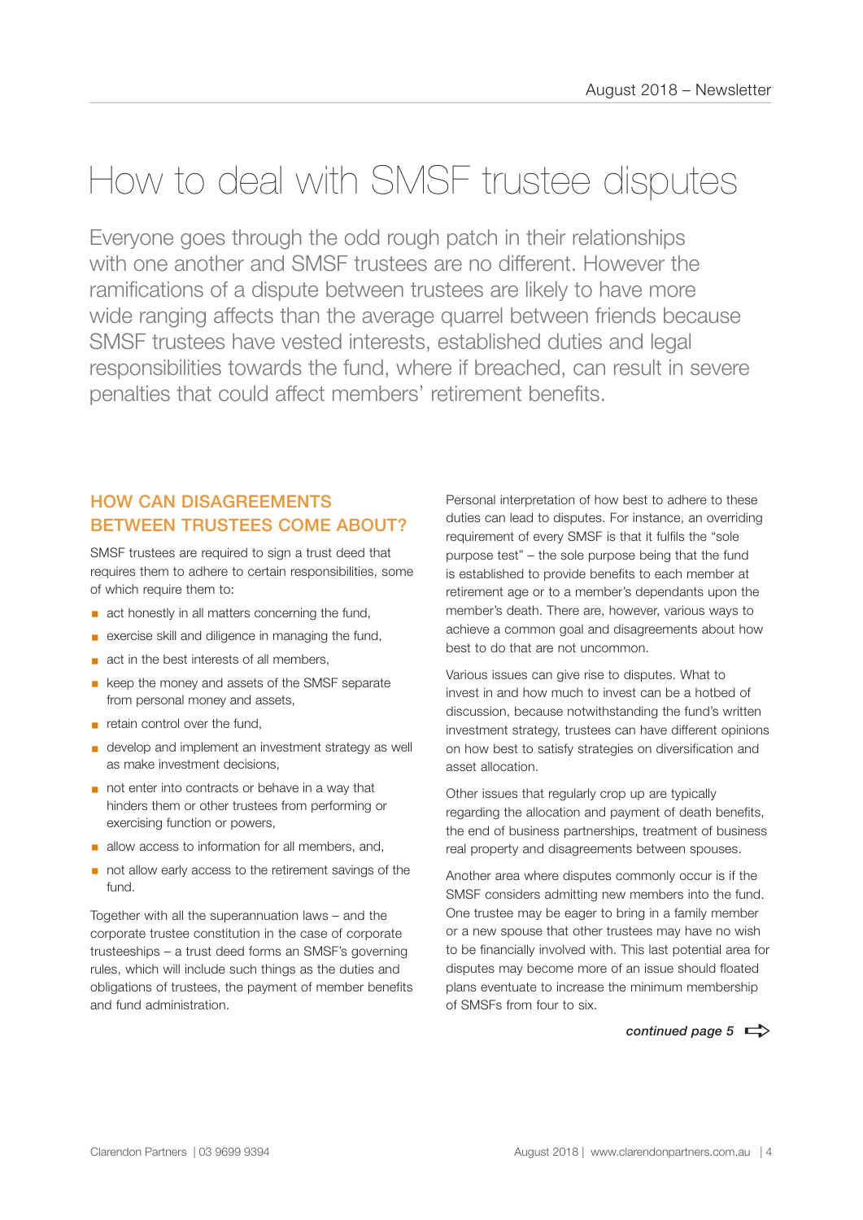# How to deal with SMSF trustee disputes

Everyone goes through the odd rough patch in their relationships with one another and SMSF trustees are no different. However the ramifications of a dispute between trustees are likely to have more wide ranging affects than the average quarrel between friends because SMSF trustees have vested interests, established duties and legal responsibilities towards the fund, where if breached, can result in severe penalties that could affect members' retirement benefits.

## HOW CAN DISAGREEMENTS BETWEEN TRUSTEES COME ABOUT?

SMSF trustees are required to sign a trust deed that requires them to adhere to certain responsibilities, some of which require them to:

- act honestly in all matters concerning the fund,
- exercise skill and diligence in managing the fund,
- act in the best interests of all members,
- keep the money and assets of the SMSF separate from personal money and assets,
- retain control over the fund,
- develop and implement an investment strategy as well as make investment decisions,
- not enter into contracts or behave in a way that hinders them or other trustees from performing or exercising function or powers,
- allow access to information for all members, and,
- not allow early access to the retirement savings of the fund.

Together with all the superannuation laws – and the corporate trustee constitution in the case of corporate trusteeships – a trust deed forms an SMSF's governing rules, which will include such things as the duties and obligations of trustees, the payment of member benefits and fund administration.

Personal interpretation of how best to adhere to these duties can lead to disputes. For instance, an overriding requirement of every SMSF is that it fulfils the "sole purpose test" – the sole purpose being that the fund is established to provide benefits to each member at retirement age or to a member's dependants upon the member's death. There are, however, various ways to achieve a common goal and disagreements about how best to do that are not uncommon.

Various issues can give rise to disputes. What to invest in and how much to invest can be a hotbed of discussion, because notwithstanding the fund's written investment strategy, trustees can have different opinions on how best to satisfy strategies on diversification and asset allocation.

Other issues that regularly crop up are typically regarding the allocation and payment of death benefits, the end of business partnerships, treatment of business real property and disagreements between spouses.

Another area where disputes commonly occur is if the SMSF considers admitting new members into the fund. One trustee may be eager to bring in a family member or a new spouse that other trustees may have no wish to be financially involved with. This last potential area for disputes may become more of an issue should floated plans eventuate to increase the minimum membership of SMSFs from four to six.

***continued page 5***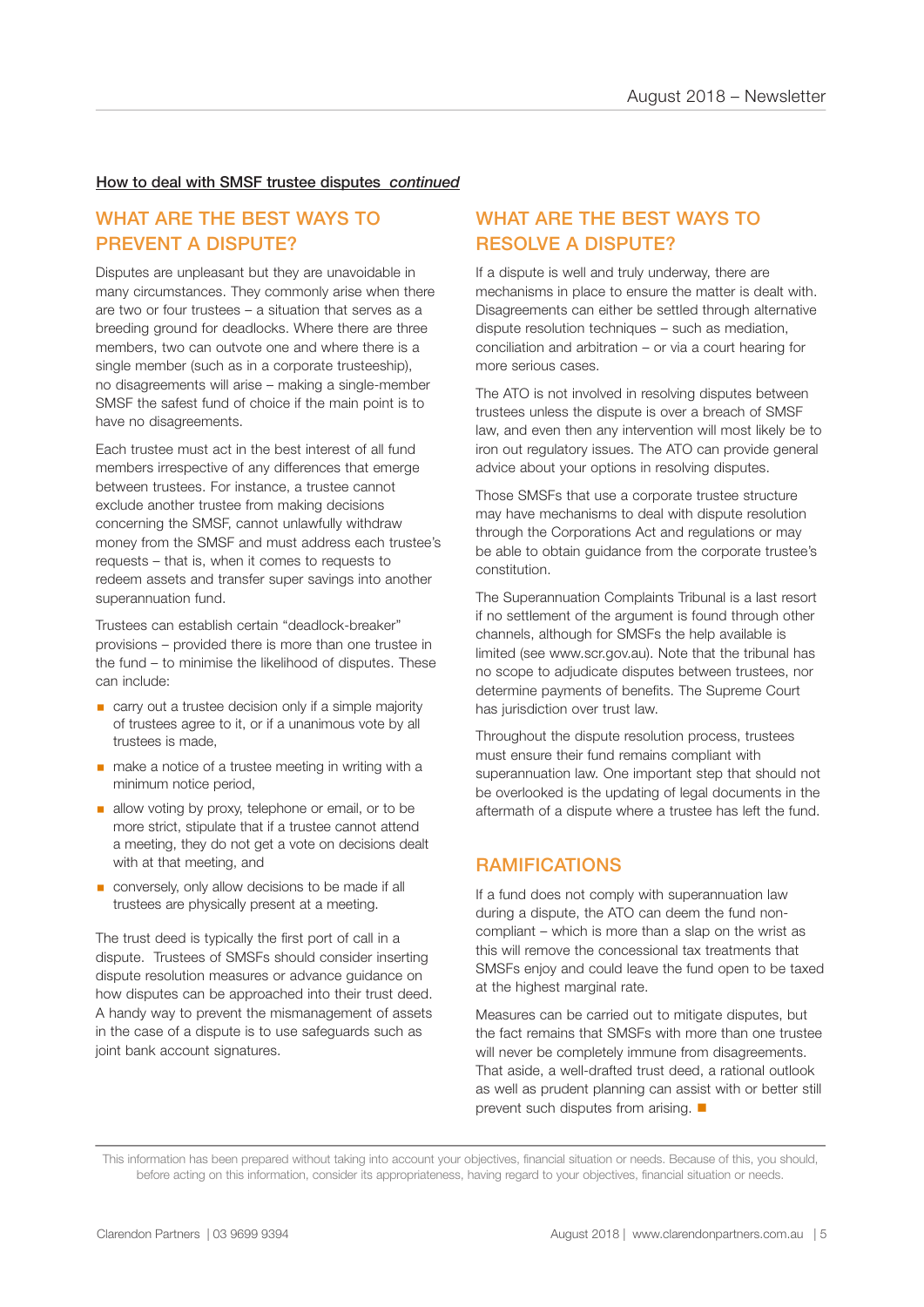How to deal with SMSF trustee disputes *continued*

## WHAT ARE THE BEST WAYS TO PREVENT A DISPUTE?

Disputes are unpleasant but they are unavoidable in many circumstances. They commonly arise when there are two or four trustees – a situation that serves as a breeding ground for deadlocks. Where there are three members, two can outvote one and where there is a single member (such as in a corporate trusteeship), no disagreements will arise – making a single-member SMSF the safest fund of choice if the main point is to have no disagreements.

Each trustee must act in the best interest of all fund members irrespective of any differences that emerge between trustees. For instance, a trustee cannot exclude another trustee from making decisions concerning the SMSF, cannot unlawfully withdraw money from the SMSF and must address each trustee's requests – that is, when it comes to requests to redeem assets and transfer super savings into another superannuation fund.

Trustees can establish certain "deadlock-breaker" provisions – provided there is more than one trustee in the fund – to minimise the likelihood of disputes. These can include:

- carry out a trustee decision only if a simple majority of trustees agree to it, or if a unanimous vote by all trustees is made,
- make a notice of a trustee meeting in writing with a minimum notice period,
- allow voting by proxy, telephone or email, or to be more strict, stipulate that if a trustee cannot attend a meeting, they do not get a vote on decisions dealt with at that meeting, and
- conversely, only allow decisions to be made if all trustees are physically present at a meeting.

The trust deed is typically the first port of call in a dispute. Trustees of SMSFs should consider inserting dispute resolution measures or advance guidance on how disputes can be approached into their trust deed. A handy way to prevent the mismanagement of assets in the case of a dispute is to use safeguards such as joint bank account signatures.

## WHAT ARE THE BEST WAYS TO RESOLVE A DISPUTE?

If a dispute is well and truly underway, there are mechanisms in place to ensure the matter is dealt with. Disagreements can either be settled through alternative dispute resolution techniques – such as mediation, conciliation and arbitration – or via a court hearing for more serious cases.

The ATO is not involved in resolving disputes between trustees unless the dispute is over a breach of SMSF law, and even then any intervention will most likely be to iron out regulatory issues. The ATO can provide general advice about your options in resolving disputes.

Those SMSFs that use a corporate trustee structure may have mechanisms to deal with dispute resolution through the Corporations Act and regulations or may be able to obtain guidance from the corporate trustee's constitution.

The Superannuation Complaints Tribunal is a last resort if no settlement of the argument is found through other channels, although for SMSFs the help available is limited (see www.scr.gov.au). Note that the tribunal has no scope to adjudicate disputes between trustees, nor determine payments of benefits. The Supreme Court has jurisdiction over trust law.

Throughout the dispute resolution process, trustees must ensure their fund remains compliant with superannuation law. One important step that should not be overlooked is the updating of legal documents in the aftermath of a dispute where a trustee has left the fund.

## RAMIFICATIONS

If a fund does not comply with superannuation law during a dispute, the ATO can deem the fund non-compliant – which is more than a slap on the wrist as this will remove the concessional tax treatments that SMSFs enjoy and could leave the fund open to be taxed at the highest marginal rate.

Measures can be carried out to mitigate disputes, but the fact remains that SMSFs with more than one trustee will never be completely immune from disagreements. That aside, a well-drafted trust deed, a rational outlook as well as prudent planning can assist with or better still prevent such disputes from arising. ■

This information has been prepared without taking into account your objectives, financial situation or needs. Because of this, you should, before acting on this information, consider its appropriateness, having regard to your objectives, financial situation or needs.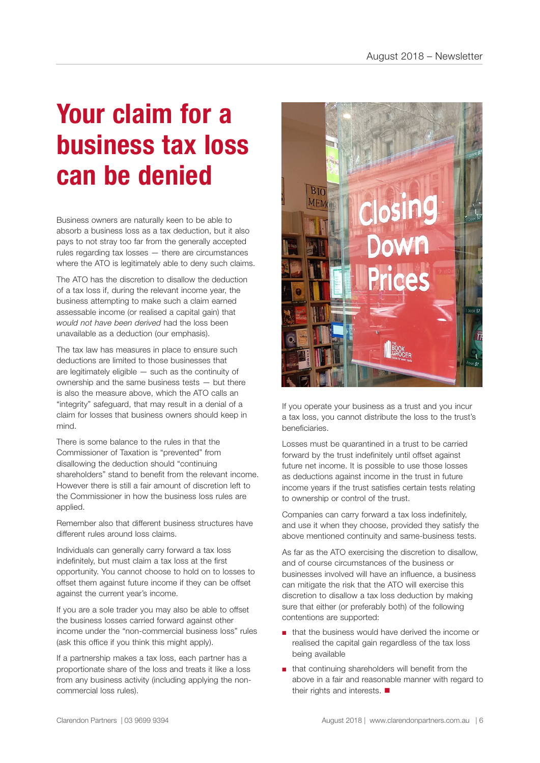# Your claim for a business tax loss can be denied

Business owners are naturally keen to be able to absorb a business loss as a tax deduction, but it also pays to not stray too far from the generally accepted rules regarding tax losses — there are circumstances where the ATO is legitimately able to deny such claims.

The ATO has the discretion to disallow the deduction of a tax loss if, during the relevant income year, the business attempting to make such a claim earned assessable income (or realised a capital gain) that *would not have been derived* had the loss been unavailable as a deduction (our emphasis).

The tax law has measures in place to ensure such deductions are limited to those businesses that are legitimately eligible — such as the continuity of ownership and the same business tests — but there is also the measure above, which the ATO calls an "integrity" safeguard, that may result in a denial of a claim for losses that business owners should keep in mind.

There is some balance to the rules in that the Commissioner of Taxation is "prevented" from disallowing the deduction should "continuing shareholders" stand to benefit from the relevant income. However there is still a fair amount of discretion left to the Commissioner in how the business loss rules are applied.

Remember also that different business structures have different rules around loss claims.

Individuals can generally carry forward a tax loss indefinitely, but must claim a tax loss at the first opportunity. You cannot choose to hold on to losses to offset them against future income if they can be offset against the current year's income.

If you are a sole trader you may also be able to offset the business losses carried forward against other income under the "non-commercial business loss" rules (ask this office if you think this might apply).

If a partnership makes a tax loss, each partner has a proportionate share of the loss and treats it like a loss from any business activity (including applying the non-commercial loss rules).

If you operate your business as a trust and you incur a tax loss, you cannot distribute the loss to the trust's beneficiaries.

Losses must be quarantined in a trust to be carried forward by the trust indefinitely until offset against future net income. It is possible to use those losses as deductions against income in the trust in future income years if the trust satisfies certain tests relating to ownership or control of the trust.

Companies can carry forward a tax loss indefinitely, and use it when they choose, provided they satisfy the above mentioned continuity and same-business tests.

As far as the ATO exercising the discretion to disallow, and of course circumstances of the business or businesses involved will have an influence, a business can mitigate the risk that the ATO will exercise this discretion to disallow a tax loss deduction by making sure that either (or preferably both) of the following contentions are supported:

- that the business would have derived the income or realised the capital gain regardless of the tax loss being available
- that continuing shareholders will benefit from the above in a fair and reasonable manner with regard to their rights and interests. ■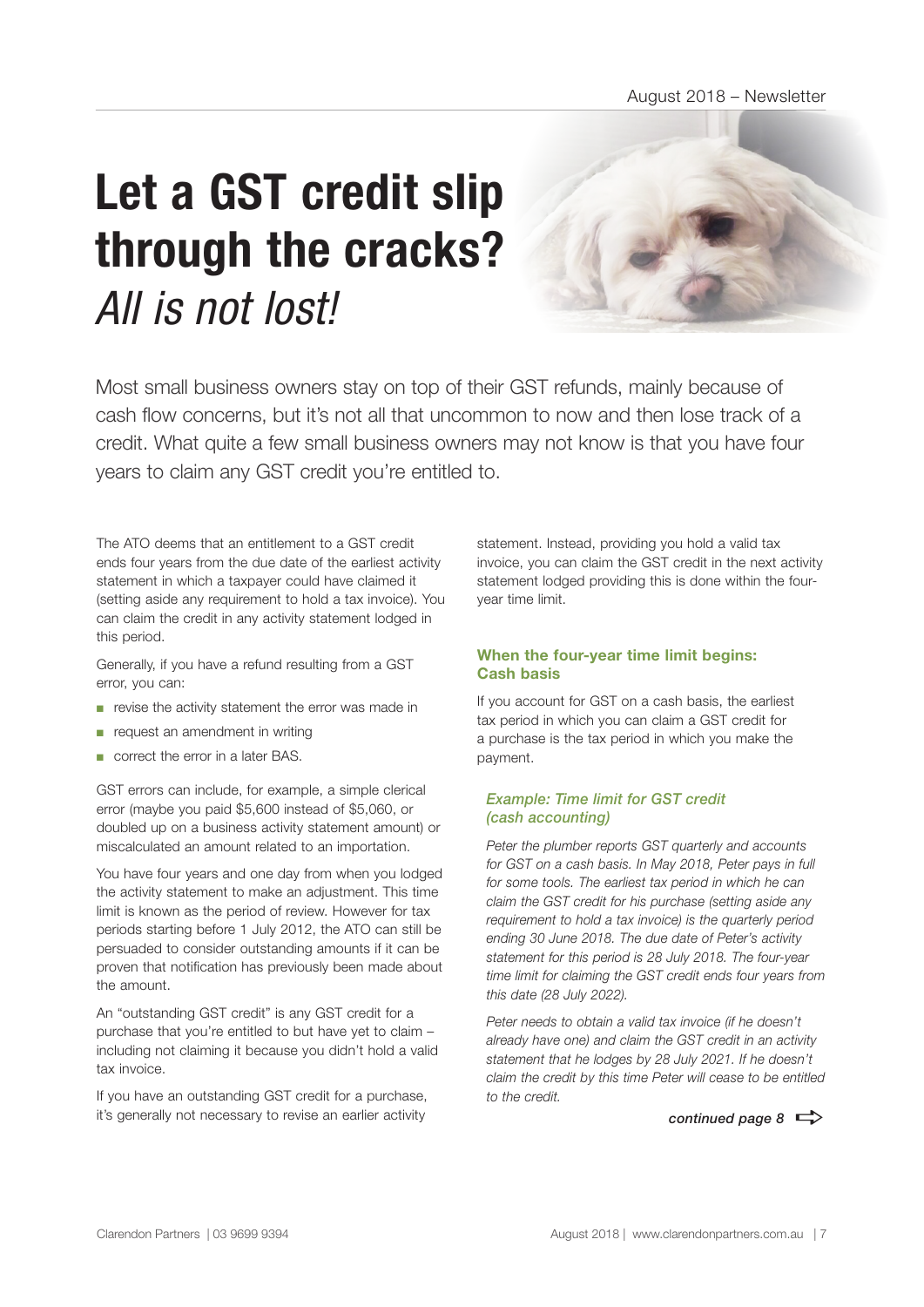# Let a GST credit slip through the cracks? *All is not lost!*

Most small business owners stay on top of their GST refunds, mainly because of cash flow concerns, but it's not all that uncommon to now and then lose track of a credit. What quite a few small business owners may not know is that you have four years to claim any GST credit you're entitled to.

The ATO deems that an entitlement to a GST credit ends four years from the due date of the earliest activity statement in which a taxpayer could have claimed it (setting aside any requirement to hold a tax invoice). You can claim the credit in any activity statement lodged in this period.

Generally, if you have a refund resulting from a GST error, you can:

- revise the activity statement the error was made in
- request an amendment in writing
- correct the error in a later BAS.

GST errors can include, for example, a simple clerical error (maybe you paid $5,600 instead of $5,060, or doubled up on a business activity statement amount) or miscalculated an amount related to an importation.

You have four years and one day from when you lodged the activity statement to make an adjustment. This time limit is known as the period of review. However for tax periods starting before 1 July 2012, the ATO can still be persuaded to consider outstanding amounts if it can be proven that notification has previously been made about the amount.

An "outstanding GST credit" is any GST credit for a purchase that you're entitled to but have yet to claim – including not claiming it because you didn't hold a valid tax invoice.

If you have an outstanding GST credit for a purchase, it's generally not necessary to revise an earlier activity statement. Instead, providing you hold a valid tax invoice, you can claim the GST credit in the next activity statement lodged providing this is done within the four-year time limit.

### When the four-year time limit begins: Cash basis

If you account for GST on a cash basis, the earliest tax period in which you can claim a GST credit for a purchase is the tax period in which you make the payment.

#### *Example: Time limit for GST credit (cash accounting)*

*Peter the plumber reports GST quarterly and accounts for GST on a cash basis. In May 2018, Peter pays in full for some tools. The earliest tax period in which he can claim the GST credit for his purchase (setting aside any requirement to hold a tax invoice) is the quarterly period ending 30 June 2018. The due date of Peter's activity statement for this period is 28 July 2018. The four-year time limit for claiming the GST credit ends four years from this date (28 July 2022).*

*Peter needs to obtain a valid tax invoice (if he doesn't already have one) and claim the GST credit in an activity statement that he lodges by 28 July 2021. If he doesn't claim the credit by this time Peter will cease to be entitled to the credit.*

***continued page 8*** ⇨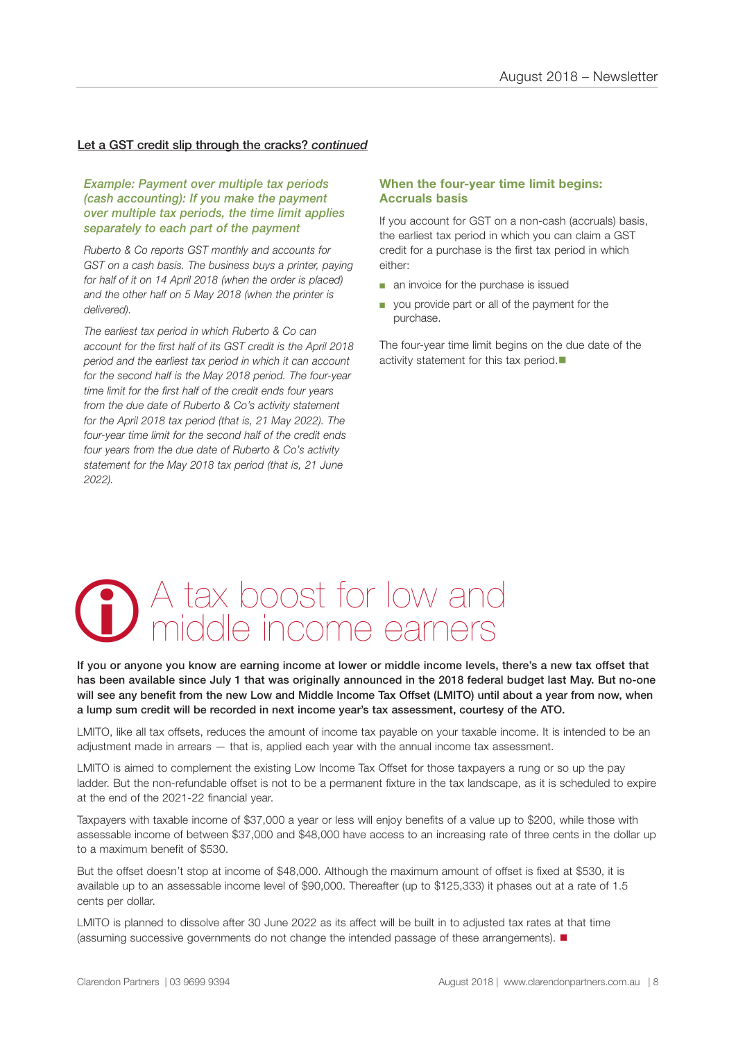Let a GST credit slip through the cracks? *continued*

***Example: Payment over multiple tax periods (cash accounting): If you make the payment over multiple tax periods, the time limit applies separately to each part of the payment***

*Ruberto & Co reports GST monthly and accounts for GST on a cash basis. The business buys a printer, paying for half of it on 14 April 2018 (when the order is placed) and the other half on 5 May 2018 (when the printer is delivered).*

*The earliest tax period in which Ruberto & Co can account for the first half of its GST credit is the April 2018 period and the earliest tax period in which it can account for the second half is the May 2018 period. The four-year time limit for the first half of the credit ends four years from the due date of Ruberto & Co's activity statement for the April 2018 tax period (that is, 21 May 2022). The four-year time limit for the second half of the credit ends four years from the due date of Ruberto & Co's activity statement for the May 2018 tax period (that is, 21 June 2022).*

### When the four-year time limit begins: Accruals basis

If you account for GST on a non-cash (accruals) basis, the earliest tax period in which you can claim a GST credit for a purchase is the first tax period in which either:

- an invoice for the purchase is issued
- you provide part or all of the payment for the purchase.

The four-year time limit begins on the due date of the activity statement for this tax period.

# A tax boost for low and middle income earners

**If you or anyone you know are earning income at lower or middle income levels, there's a new tax offset that has been available since July 1 that was originally announced in the 2018 federal budget last May. But no-one will see any benefit from the new Low and Middle Income Tax Offset (LMITO) until about a year from now, when a lump sum credit will be recorded in next income year's tax assessment, courtesy of the ATO.**

LMITO, like all tax offsets, reduces the amount of income tax payable on your taxable income. It is intended to be an adjustment made in arrears — that is, applied each year with the annual income tax assessment.

LMITO is aimed to complement the existing Low Income Tax Offset for those taxpayers a rung or so up the pay ladder. But the non-refundable offset is not to be a permanent fixture in the tax landscape, as it is scheduled to expire at the end of the 2021-22 financial year.

Taxpayers with taxable income of $37,000 a year or less will enjoy benefits of a value up to $200, while those with assessable income of between $37,000 and $48,000 have access to an increasing rate of three cents in the dollar up to a maximum benefit of $530.

But the offset doesn't stop at income of $48,000. Although the maximum amount of offset is fixed at $530, it is available up to an assessable income level of $90,000. Thereafter (up to $125,333) it phases out at a rate of 1.5 cents per dollar.

LMITO is planned to dissolve after 30 June 2022 as its affect will be built in to adjusted tax rates at that time (assuming successive governments do not change the intended passage of these arrangements).